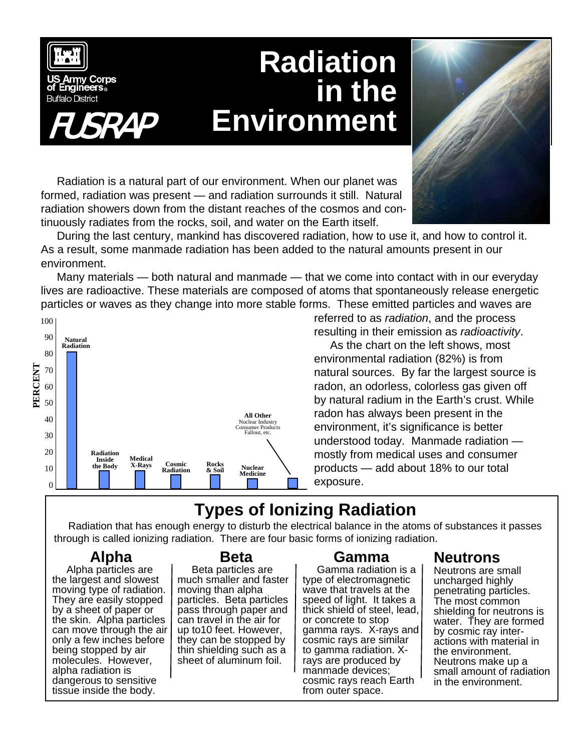US Army Corps of Engineers
Buffalo District

*FUSRAP*

# Radiation in the Environment

Radiation is a natural part of our environment. When our planet was formed, radiation was present — and radiation surrounds it still. Natural radiation showers down from the distant reaches of the cosmos and continuously radiates from the rocks, soil, and water on the Earth itself.

During the last century, mankind has discovered radiation, how to use it, and how to control it. As a result, some manmade radiation has been added to the natural amounts present in our environment.

Many materials — both natural and manmade — that we come into contact with in our everyday lives are radioactive. These materials are composed of atoms that spontaneously release energetic particles or waves as they change into more stable forms. These emitted particles and waves are referred to as *radiation*, and the process resulting in their emission as *radioactivity*.

As the chart on the left shows, most environmental radiation (82%) is from natural sources. By far the largest source is radon, an odorless, colorless gas given off by natural radium in the Earth's crust. While radon has always been present in the environment, it's significance is better understood today. Manmade radiation — mostly from medical uses and consumer products — add about 18% to our total exposure.

PERCENT (chart, 0–100): Natural Radiation; Radiation Inside the Body; Medical X-Rays; Cosmic Radiation; Rocks & Soil; Nuclear Medicine; All Other (Nuclear Industry, Consumer Products, Fallout, etc.)

## Types of Ionizing Radiation

Radiation that has enough energy to disturb the electrical balance in the atoms of substances it passes through is called ionizing radiation. There are four basic forms of ionizing radiation.

### Alpha

Alpha particles are the largest and slowest moving type of radiation. They are easily stopped by a sheet of paper or the skin. Alpha particles can move through the air only a few inches before being stopped by air molecules. However, alpha radiation is dangerous to sensitive tissue inside the body.

### Beta

Beta particles are much smaller and faster moving than alpha particles. Beta particles pass through paper and can travel in the air for up to10 feet. However, they can be stopped by thin shielding such as a sheet of aluminum foil.

### Gamma

Gamma radiation is a type of electromagnetic wave that travels at the speed of light. It takes a thick shield of steel, lead, or concrete to stop gamma rays. X-rays and cosmic rays are similar to gamma radiation. X-rays are produced by manmade devices; cosmic rays reach Earth from outer space.

### Neutrons

Neutrons are small uncharged highly penetrating particles. The most common shielding for neutrons is water. They are formed by cosmic ray interactions with material in the environment. Neutrons make up a small amount of radiation in the environment.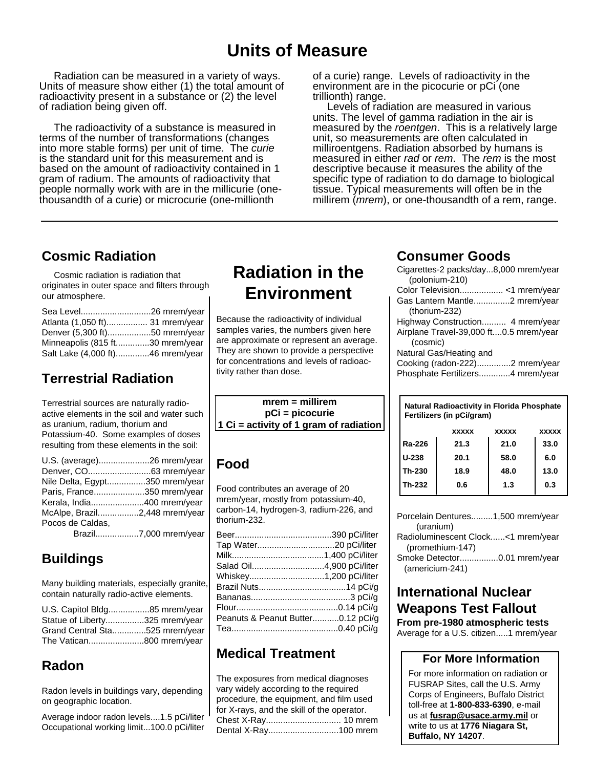# Units of Measure

Radiation can be measured in a variety of ways. Units of measure show either (1) the total amount of radioactivity present in a substance or (2) the level of radiation being given off.

The radioactivity of a substance is measured in terms of the number of transformations (changes into more stable forms) per unit of time. The *curie* is the standard unit for this measurement and is based on the amount of radioactivity contained in 1 gram of radium. The amounts of radioactivity that people normally work with are in the millicurie (one-thousandth of a curie) or microcurie (one-millionth of a curie) range. Levels of radioactivity in the environment are in the picocurie or pCi (one trillionth) range.

Levels of radiation are measured in various units. The level of gamma radiation in the air is measured by the *roentgen*. This is a relatively large unit, so measurements are often calculated in milliroentgens. Radiation absorbed by humans is measured in either *rad* or *rem*. The *rem* is the most descriptive because it measures the ability of the specific type of radiation to do damage to biological tissue. Typical measurements will often be in the millirem (*mrem*), or one-thousandth of a rem, range.

## Cosmic Radiation

Cosmic radiation is radiation that originates in outer space and filters through our atmosphere.

Sea Level.............................26 mrem/year
Atlanta (1,050 ft)................. 31 mrem/year
Denver (5,300 ft)..................50 mrem/year
Minneapolis (815 ft..............30 mrem/year
Salt Lake (4,000 ft)..............46 mrem/year

## Terrestrial Radiation

Terrestrial sources are naturally radio-active elements in the soil and water such as uranium, radium, thorium and Potassium-40. Some examples of doses resulting from these elements in the soil:

U.S. (average).....................26 mrem/year
Denver, CO..........................63 mrem/year
Nile Delta, Egypt................350 mrem/year
Paris, France.....................350 mrem/year
Kerala, India......................400 mrem/year
McAlpe, Brazil.................2,448 mrem/year
Pocos de Caldas, Brazil..................7,000 mrem/year

## Buildings

Many building materials, especially granite, contain naturally radio-active elements.

U.S. Capitol Bldg.................85 mrem/year
Statue of Liberty................325 mrem/year
Grand Central Sta..............525 mrem/year
The Vatican.......................800 mrem/year

## Radon

Radon levels in buildings vary, depending on geographic location.

Average indoor radon levels....1.5 pCi/liter
Occupational working limit...100.0 pCi/liter

# Radiation in the Environment

Because the radioactivity of individual samples varies, the numbers given here are approximate or represent an average. They are shown to provide a perspective for concentrations and levels of radioactivity rather than dose.

**mrem = millirem**
**pCi = picocurie**
**1 Ci = activity of 1 gram of radiation**

## Food

Food contributes an average of 20 mrem/year, mostly from potassium-40, carbon-14, hydrogen-3, radium-226, and thorium-232.

Beer........................................390 pCi/liter
Tap Water................................20 pCi/liter
Milk......................................1,400 pCi/liter
Salad Oil..............................4,900 pCi/liter
Whiskey...............................1,200 pCi/liter
Brazil Nuts....................................14 pCi/g
Bananas.........................................3 pCi/g
Flour..........................................0.14 pCi/g
Peanuts & Peanut Butter...........0.12 pCi/g
Tea............................................0.40 pCi/g

## Medical Treatment

The exposures from medical diagnoses vary widely according to the required procedure, the equipment, and film used for X-rays, and the skill of the operator.

Chest X-Ray............................... 10 mrem
Dental X-Ray.............................100 mrem

## Consumer Goods

Cigarettes-2 packs/day...8,000 mrem/year (polonium-210)
Color Television.................. <1 mrem/year
Gas Lantern Mantle...............2 mrem/year (thorium-232)
Highway Construction.......... 4 mrem/year
Airplane Travel-39,000 ft....0.5 mrem/year (cosmic)
Natural Gas/Heating and Cooking (radon-222)..............2 mrem/year
Phosphate Fertilizers.............4 mrem/year

**Natural Radioactivity in Florida Phosphate Fertilizers (in pCi/gram)**

| | xxxxx | xxxxx | xxxxx |
|---|---|---|---|
| Ra-226 | 21.3 | 21.0 | 33.0 |
| U-238 | 20.1 | 58.0 | 6.0 |
| Th-230 | 18.9 | 48.0 | 13.0 |
| Th-232 | 0.6 | 1.3 | 0.3 |

Porcelain Dentures.........1,500 mrem/year (uranium)
Radioluminescent Clock......<1 mrem/year (promethium-147)
Smoke Detector................0.01 mrem/year (americium-241)

## International Nuclear Weapons Test Fallout

**From pre-1980 atmospheric tests**
Average for a U.S. citizen.....1 mrem/year

### For More Information

For more information on radiation or FUSRAP Sites, call the U.S. Army Corps of Engineers, Buffalo District toll-free at **1-800-833-6390**, e-mail us at **fusrap@usace.army.mil** or write to us at **1776 Niagara St, Buffalo, NY 14207**.